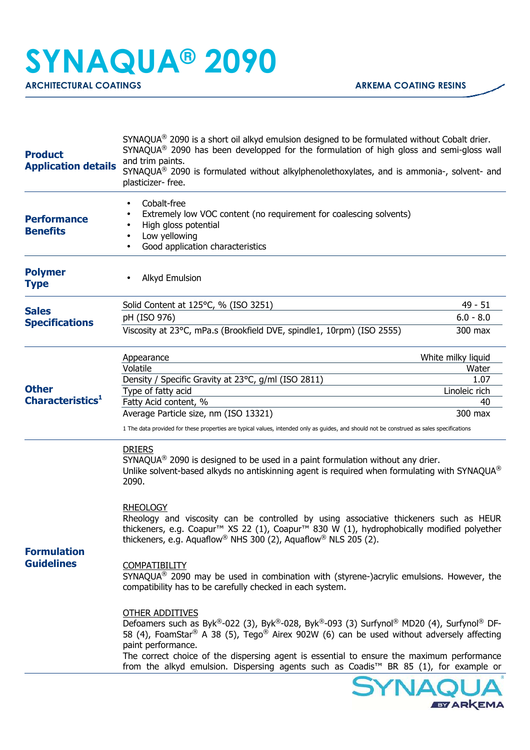# SYNAQUA® 2090

**ARCHITECTURAL COATINGS** — **ARKEMA COATING RESINS**

## Product Application details

SYNAQUA® 2090 is a short oil alkyd emulsion designed to be formulated without Cobalt drier.
SYNAQUA® 2090 has been developped for the formulation of high gloss and semi-gloss wall and trim paints.
SYNAQUA® 2090 is formulated without alkylphenolethoxylates, and is ammonia-, solvent- and plasticizer- free.

## Performance Benefits

- Cobalt-free
- Extremely low VOC content (no requirement for coalescing solvents)
- High gloss potential
- Low yellowing
- Good application characteristics

## Polymer Type

- Alkyd Emulsion

## Sales Specifications

| Property | Value |
|---|---|
| Solid Content at 125°C, % (ISO 3251) | 49 - 51 |
| pH (ISO 976) | 6.0 - 8.0 |
| Viscosity at 23°C, mPa.s (Brookfield DVE, spindle1, 10rpm) (ISO 2555) | 300 max |

## Other Characteristics[1]

| Property | Value |
|---|---|
| Appearance | White milky liquid |
| Volatile | Water |
| Density / Specific Gravity at 23°C, g/ml (ISO 2811) | 1.07 |
| Type of fatty acid | Linoleic rich |
| Fatty Acid content, % | 40 |
| Average Particle size, nm (ISO 13321) | 300 max |

1 The data provided for these properties are typical values, intended only as guides, and should not be construed as sales specifications

## Formulation Guidelines

DRIERS
SYNAQUA® 2090 is designed to be used in a paint formulation without any drier.
Unlike solvent-based alkyds no antiskinning agent is required when formulating with SYNAQUA® 2090.

RHEOLOGY
Rheology and viscosity can be controlled by using associative thickeners such as HEUR thickeners, e.g. Coapur™ XS 22 (1), Coapur™ 830 W (1), hydrophobically modified polyether thickeners, e.g. Aquaflow® NHS 300 (2), Aquaflow® NLS 205 (2).

COMPATIBILITY
SYNAQUA® 2090 may be used in combination with (styrene-)acrylic emulsions. However, the compatibility has to be carefully checked in each system.

OTHER ADDITIVES
Defoamers such as Byk®-022 (3), Byk®-028, Byk®-093 (3) Surfynol® MD20 (4), Surfynol® DF-58 (4), FoamStar® A 38 (5), Tego® Airex 902W (6) can be used without adversely affecting paint performance.
The correct choice of the dispersing agent is essential to ensure the maximum performance from the alkyd emulsion. Dispersing agents such as Coadis™ BR 85 (1), for example or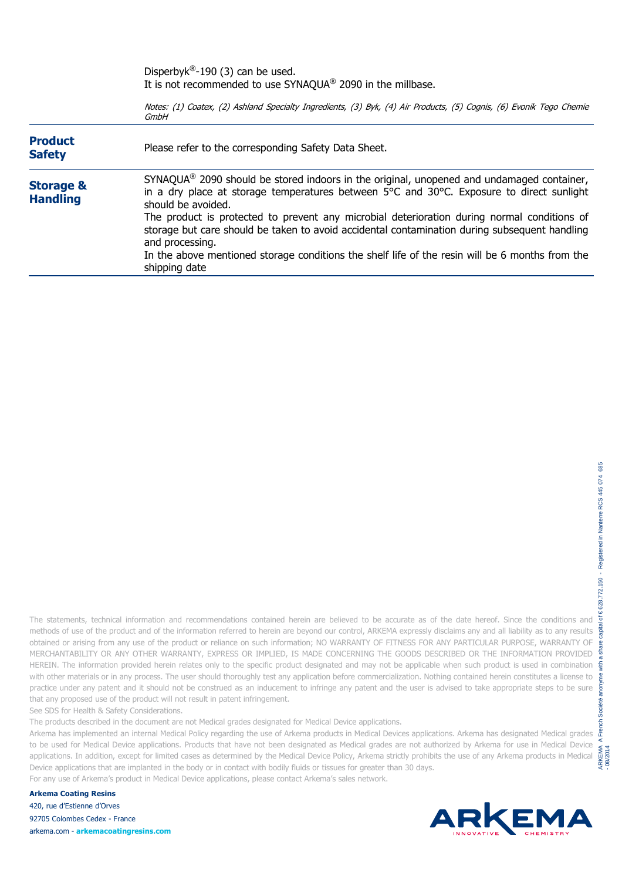Disperbyk®-190 (3) can be used.
It is not recommended to use SYNAQUA® 2090 in the millbase.

*Notes: (1) Coatex, (2) Ashland Specialty Ingredients, (3) Byk, (4) Air Products, (5) Cognis, (6) Evonik Tego Chemie GmbH*

## Product Safety

Please refer to the corresponding Safety Data Sheet.

## Storage & Handling

SYNAQUA® 2090 should be stored indoors in the original, unopened and undamaged container, in a dry place at storage temperatures between 5°C and 30°C. Exposure to direct sunlight should be avoided.
The product is protected to prevent any microbial deterioration during normal conditions of storage but care should be taken to avoid accidental contamination during subsequent handling and processing.
In the above mentioned storage conditions the shelf life of the resin will be 6 months from the shipping date

The statements, technical information and recommendations contained herein are believed to be accurate as of the date hereof. Since the conditions and methods of use of the product and of the information referred to herein are beyond our control, ARKEMA expressly disclaims any and all liability as to any results obtained or arising from any use of the product or reliance on such information; NO WARRANTY OF FITNESS FOR ANY PARTICULAR PURPOSE, WARRANTY OF MERCHANTABILITY OR ANY OTHER WARRANTY, EXPRESS OR IMPLIED, IS MADE CONCERNING THE GOODS DESCRIBED OR THE INFORMATION PROVIDED HEREIN. The information provided herein relates only to the specific product designated and may not be applicable when such product is used in combination with other materials or in any process. The user should thoroughly test any application before commercialization. Nothing contained herein constitutes a license to practice under any patent and it should not be construed as an inducement to infringe any patent and the user is advised to take appropriate steps to be sure that any proposed use of the product will not result in patent infringement.
See SDS for Health & Safety Considerations.
The products described in the document are not Medical grades designated for Medical Device applications.
Arkema has implemented an internal Medical Policy regarding the use of Arkema products in Medical Devices applications. Arkema has designated Medical grades to be used for Medical Device applications. Products that have not been designated as Medical grades are not authorized by Arkema for use in Medical Device applications. In addition, except for limited cases as determined by the Medical Device Policy, Arkema strictly prohibits the use of any Arkema products in Medical Device applications that are implanted in the body or in contact with bodily fluids or tissues for greater than 30 days.
For any use of Arkema's product in Medical Device applications, please contact Arkema's sales network.

**Arkema Coating Resins**
420, rue d'Estienne d'Orves
92705 Colombes Cedex - France
arkema.com - **arkemacoatingresins.com**

ARKEMA A French Société anonyme with a share capital of € 628.772.150 - Registered in Nanterre RCS 445 074 685 - 08/2014